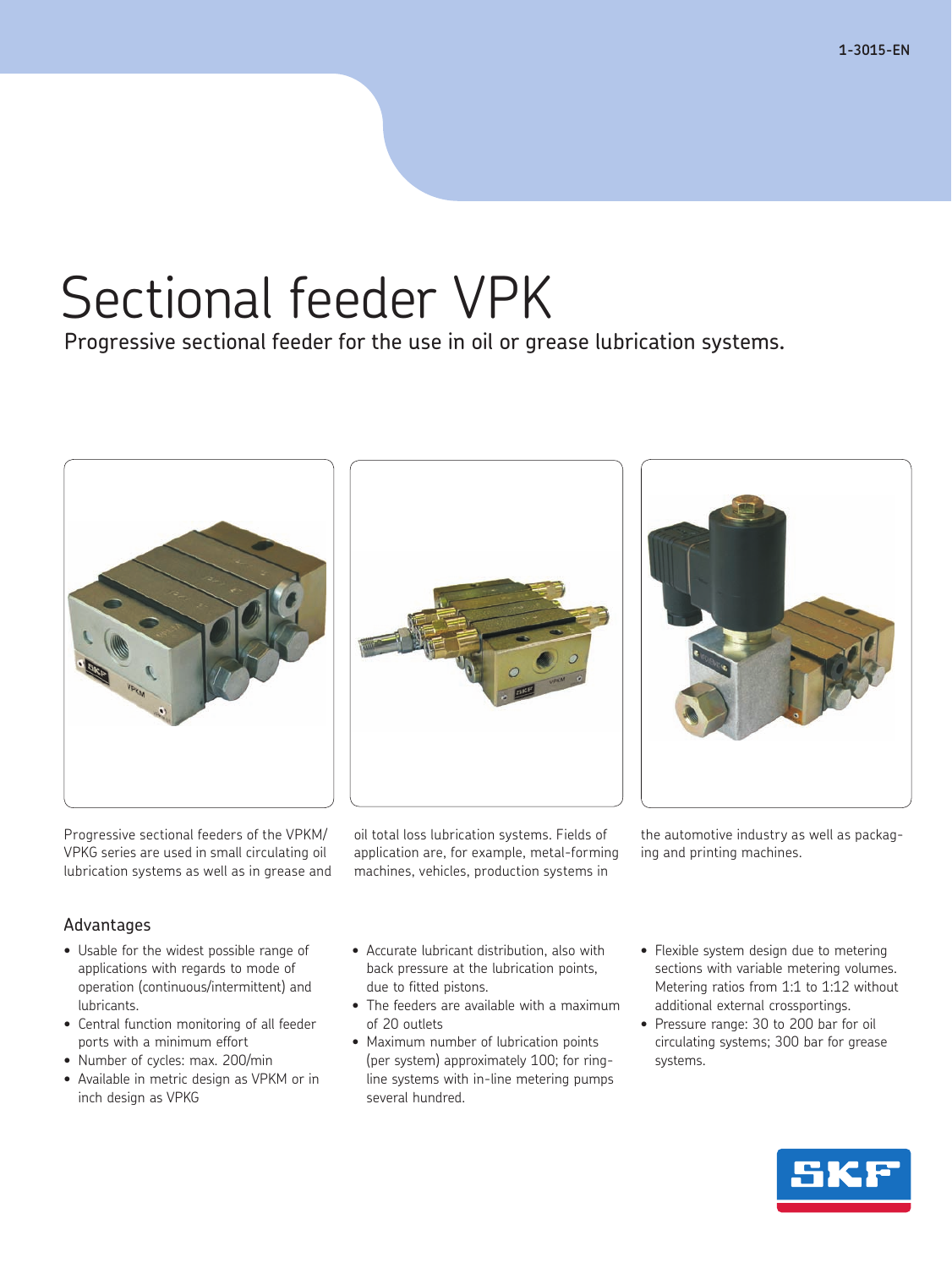# Sectional feeder VPK

Progressive sectional feeder for the use in oil or grease lubrication systems.

Progressive sectional feeders of the VPKM/VPKG series are used in small circulating oil lubrication systems as well as in grease and oil total loss lubrication systems. Fields of application are, for example, metal-forming machines, vehicles, production systems in the automotive industry as well as packaging and printing machines.

## Advantages

- Usable for the widest possible range of applications with regards to mode of operation (continuous/intermittent) and lubricants.
- Central function monitoring of all feeder ports with a minimum effort
- Number of cycles: max. 200/min
- Available in metric design as VPKM or in inch design as VPKG
- Accurate lubricant distribution, also with back pressure at the lubrication points, due to fitted pistons.
- The feeders are available with a maximum of 20 outlets
- Maximum number of lubrication points (per system) approximately 100; for ring-line systems with in-line metering pumps several hundred.
- Flexible system design due to metering sections with variable metering volumes. Metering ratios from 1:1 to 1:12 without additional external crossportings.
- Pressure range: 30 to 200 bar for oil circulating systems; 300 bar for grease systems.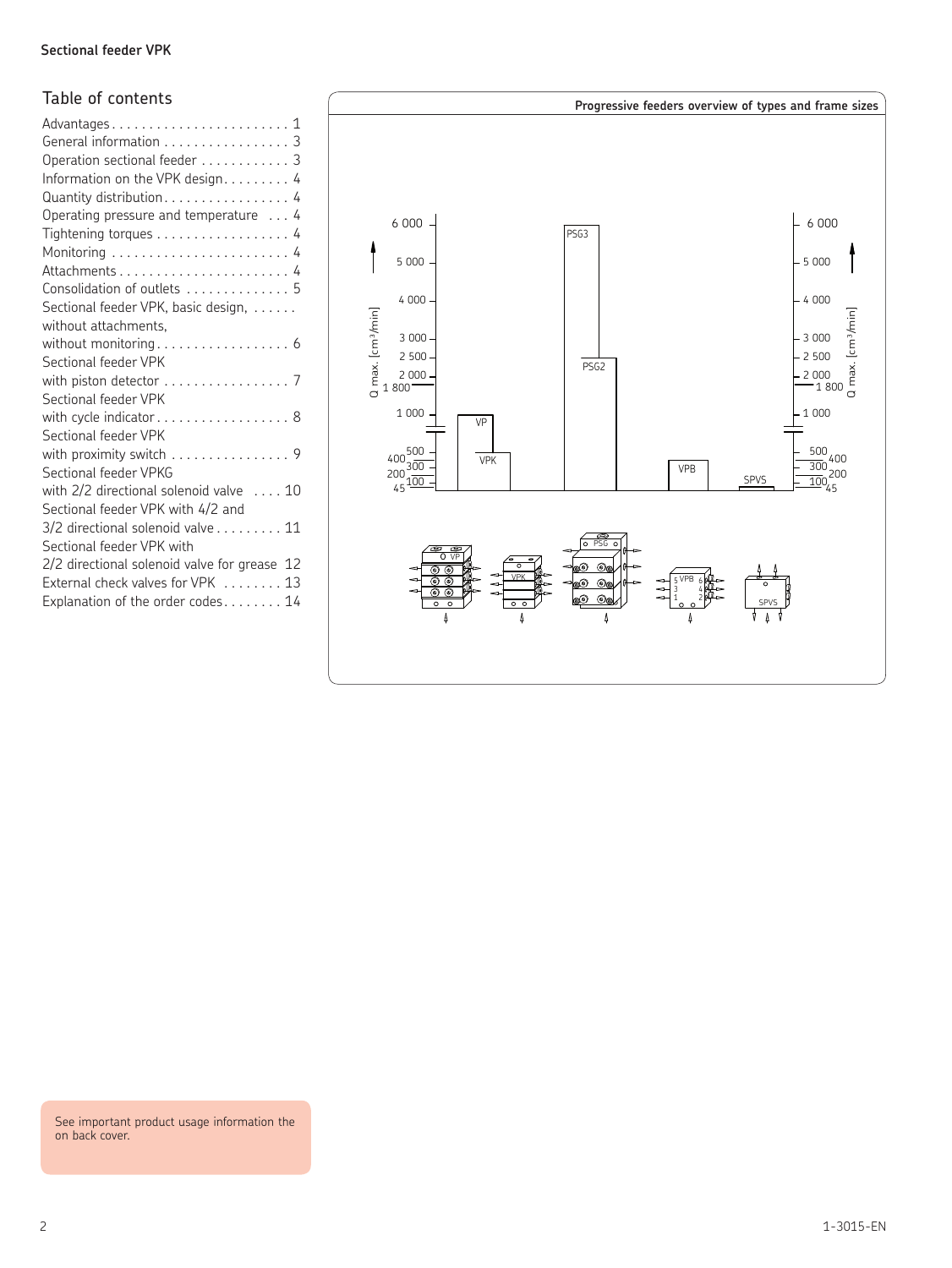## Table of contents

| | |
|---|---|
| Advantages | 1 |
| General information | 3 |
| Operation sectional feeder | 3 |
| Information on the VPK design | 4 |
| Quantity distribution | 4 |
| Operating pressure and temperature | 4 |
| Tightening torques | 4 |
| Monitoring | 4 |
| Attachments | 4 |
| Consolidation of outlets | 5 |
| Sectional feeder VPK, basic design, without attachments, without monitoring | 6 |
| Sectional feeder VPK with piston detector | 7 |
| Sectional feeder VPK with cycle indicator | 8 |
| Sectional feeder VPK with proximity switch | 9 |
| Sectional feeder VPKG with 2/2 directional solenoid valve | 10 |
| Sectional feeder VPK with 4/2 and 3/2 directional solenoid valve | 11 |
| Sectional feeder VPK with 2/2 directional solenoid valve for grease | 12 |
| External check valves for VPK | 13 |
| Explanation of the order codes | 14 |

**Progressive feeders overview of types and frame sizes**

Q max. [cm³/min]

| Type | Q max. [cm³/min] |
|---|---|
| VP | 1 000 |
| VPK | 400 |
| PSG3 | 6 000 |
| PSG2 | 2 500 |
| VPB | 300 |
| SPVS | 45 |

See important product usage information the on back cover.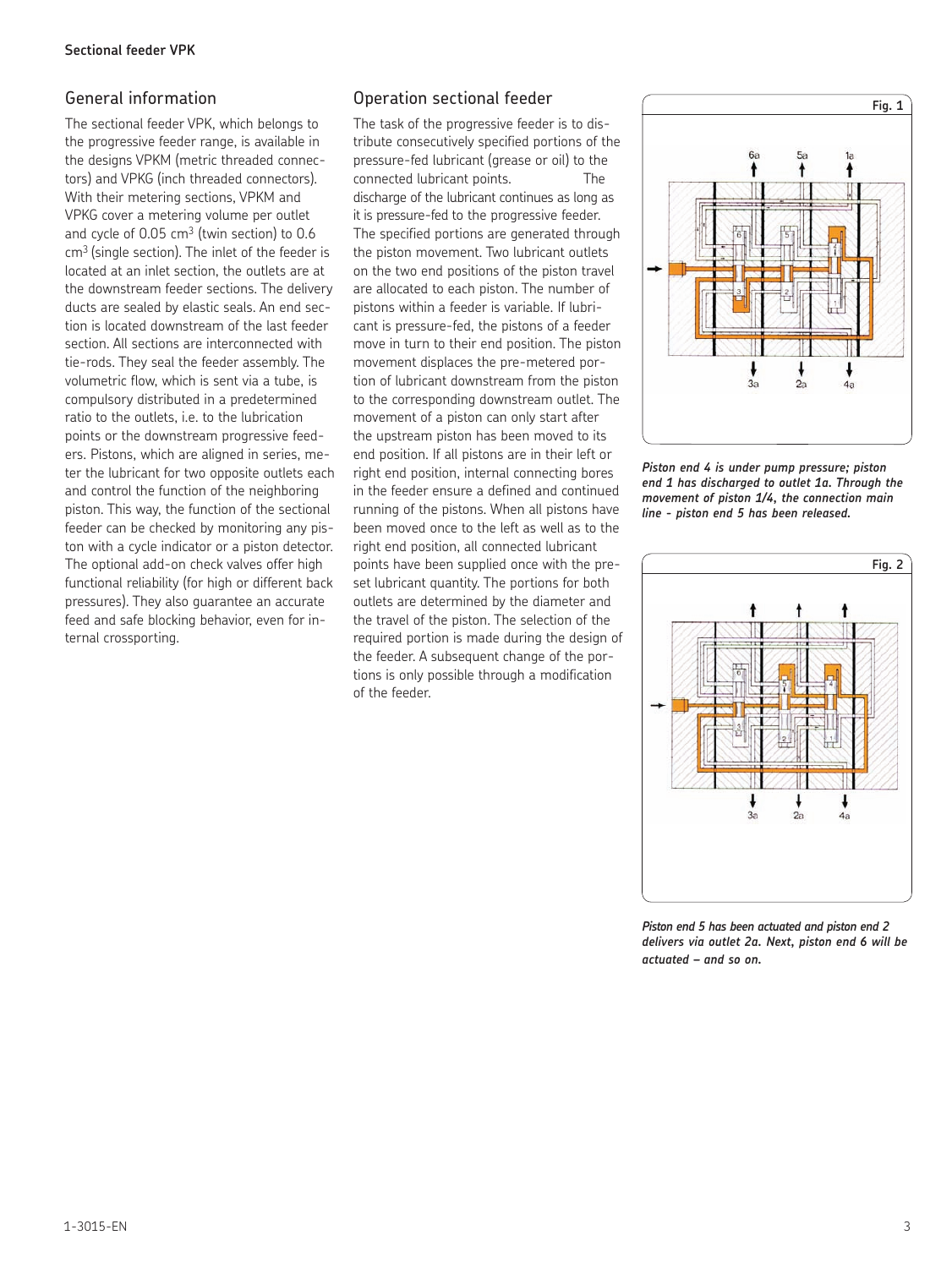**Sectional feeder VPK**

## General information

The sectional feeder VPK, which belongs to the progressive feeder range, is available in the designs VPKM (metric threaded connectors) and VPKG (inch threaded connectors). With their metering sections, VPKM and VPKG cover a metering volume per outlet and cycle of 0.05 $cm^3$ (twin section) to 0.6 $cm^3$ (single section). The inlet of the feeder is located at an inlet section, the outlets are at the downstream feeder sections. The delivery ducts are sealed by elastic seals. An end section is located downstream of the last feeder section. All sections are interconnected with tie-rods. They seal the feeder assembly. The volumetric flow, which is sent via a tube, is compulsory distributed in a predetermined ratio to the outlets, i.e. to the lubrication points or the downstream progressive feeders. Pistons, which are aligned in series, meter the lubricant for two opposite outlets each and control the function of the neighboring piston. This way, the function of the sectional feeder can be checked by monitoring any piston with a cycle indicator or a piston detector. The optional add-on check valves offer high functional reliability (for high or different back pressures). They also guarantee an accurate feed and safe blocking behavior, even for internal crossporting.

## Operation sectional feeder

The task of the progressive feeder is to distribute consecutively specified portions of the pressure-fed lubricant (grease or oil) to the connected lubricant points. The discharge of the lubricant continues as long as it is pressure-fed to the progressive feeder. The specified portions are generated through the piston movement. Two lubricant outlets on the two end positions of the piston travel are allocated to each piston. The number of pistons within a feeder is variable. If lubricant is pressure-fed, the pistons of a feeder move in turn to their end position. The piston movement displaces the pre-metered portion of lubricant downstream from the piston to the corresponding downstream outlet. The movement of a piston can only start after the upstream piston has been moved to its end position. If all pistons are in their left or right end position, internal connecting bores in the feeder ensure a defined and continued running of the pistons. When all pistons have been moved once to the left as well as to the right end position, all connected lubricant points have been supplied once with the preset lubricant quantity. The portions for both outlets are determined by the diameter and the travel of the piston. The selection of the required portion is made during the design of the feeder. A subsequent change of the portions is only possible through a modification of the feeder.

**Fig. 1**

*Piston end 4 is under pump pressure; piston end 1 has discharged to outlet 1a. Through the movement of piston 1/4, the connection main line - piston end 5 has been released.*

**Fig. 2**

*Piston end 5 has been actuated and piston end 2 delivers via outlet 2a. Next, piston end 6 will be actuated – and so on.*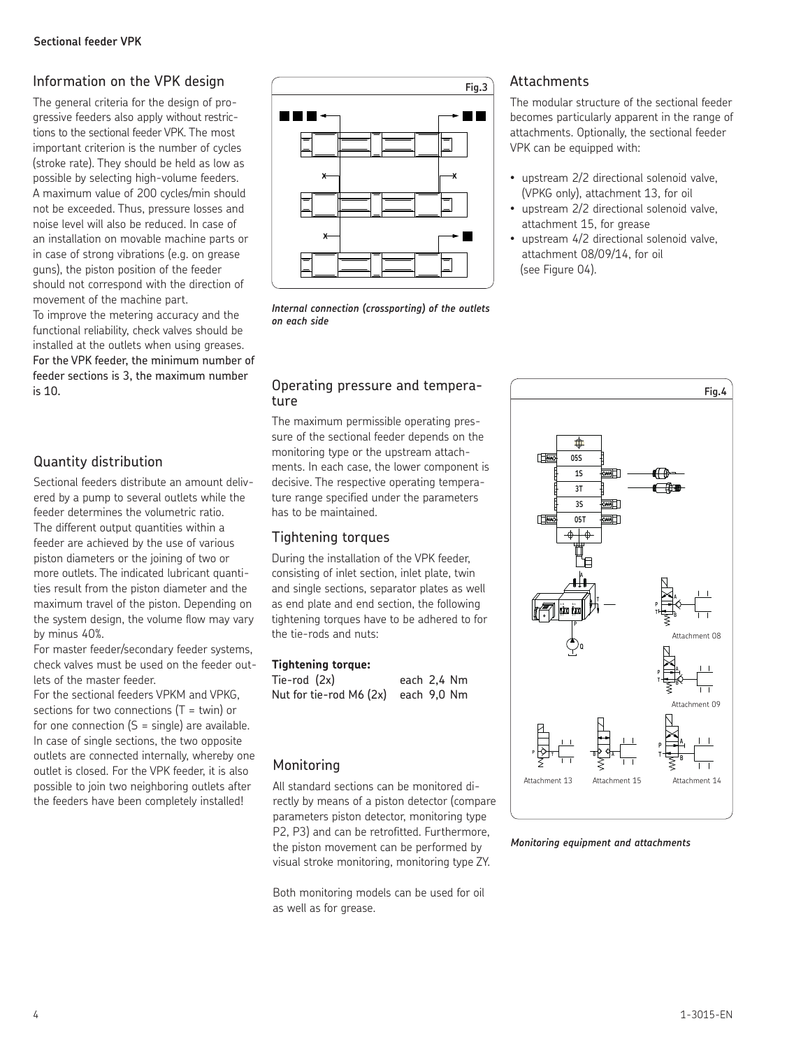## Information on the VPK design

The general criteria for the design of progressive feeders also apply without restrictions to the sectional feeder VPK. The most important criterion is the number of cycles (stroke rate). They should be held as low as possible by selecting high-volume feeders. A maximum value of 200 cycles/min should not be exceeded. Thus, pressure losses and noise level will also be reduced. In case of an installation on movable machine parts or in case of strong vibrations (e.g. on grease guns), the piston position of the feeder should not correspond with the direction of movement of the machine part.
To improve the metering accuracy and the functional reliability, check valves should be installed at the outlets when using greases.
For the VPK feeder, the minimum number of feeder sections is 3, the maximum number is 10.

## Quantity distribution

Sectional feeders distribute an amount delivered by a pump to several outlets while the feeder determines the volumetric ratio.
The different output quantities within a feeder are achieved by the use of various piston diameters or the joining of two or more outlets. The indicated lubricant quantities result from the piston diameter and the maximum travel of the piston. Depending on the system design, the volume flow may vary by minus 40%.
For master feeder/secondary feeder systems, check valves must be used on the feeder outlets of the master feeder.
For the sectional feeders VPKM and VPKG, sections for two connections (T = twin) or for one connection (S = single) are available. In case of single sections, the two opposite outlets are connected internally, whereby one outlet is closed. For the VPK feeder, it is also possible to join two neighboring outlets after the feeders have been completely installed!

Fig.3

*Internal connection (crossporting) of the outlets on each side*

## Operating pressure and temperature

The maximum permissible operating pressure of the sectional feeder depends on the monitoring type or the upstream attachments. In each case, the lower component is decisive. The respective operating temperature range specified under the parameters has to be maintained.

## Tightening torques

During the installation of the VPK feeder, consisting of inlet section, inlet plate, twin and single sections, separator plates as well as end plate and end section, the following tightening torques have to be adhered to for the tie-rods and nuts:

**Tightening torque:**

| | |
|---|---|
| Tie-rod (2x) | each 2,4 Nm |
| Nut for tie-rod M6 (2x) | each 9,0 Nm |

## Monitoring

All standard sections can be monitored directly by means of a piston detector (compare parameters piston detector, monitoring type P2, P3) and can be retrofitted. Furthermore, the piston movement can be performed by visual stroke monitoring, monitoring type ZY.

Both monitoring models can be used for oil as well as for grease.

## Attachments

The modular structure of the sectional feeder becomes particularly apparent in the range of attachments. Optionally, the sectional feeder VPK can be equipped with:

- upstream 2/2 directional solenoid valve, (VPKG only), attachment 13, for oil
- upstream 2/2 directional solenoid valve, attachment 15, for grease
- upstream 4/2 directional solenoid valve, attachment 08/09/14, for oil (see Figure 04).

Fig.4

*Monitoring equipment and attachments*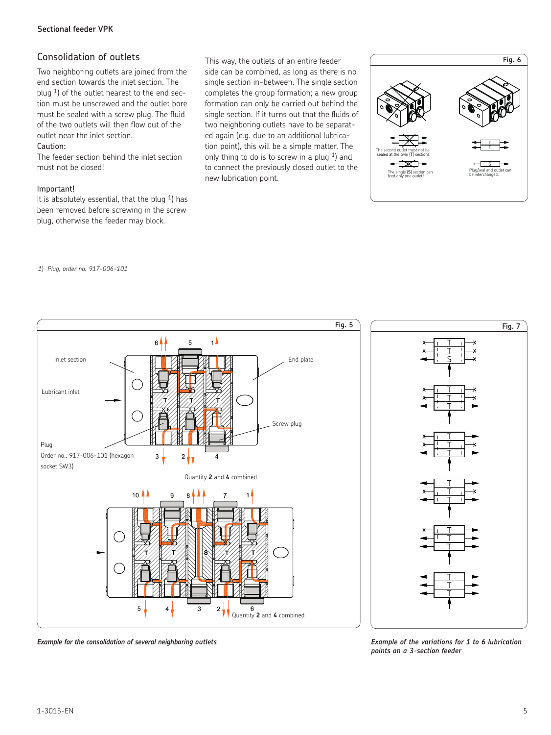## Consolidation of outlets

Two neighboring outlets are joined from the end section towards the inlet section. The plug [1]) of the outlet nearest to the end section must be unscrewed and the outlet bore must be sealed with a screw plug. The fluid of the two outlets will then flow out of the outlet near the inlet section.

Caution:
The feeder section behind the inlet section must not be closed!

Important!
It is absolutely essential, that the plug [1]) has been removed before screwing in the screw plug, otherwise the feeder may block.

This way, the outlets of an entire feeder side can be combined, as long as there is no single section in-between. The single section completes the group formation; a new group formation can only be carried out behind the single section. If it turns out that the fluids of two neighboring outlets have to be separated again (e.g. due to an additional lubrication point), this will be a simple matter. The only thing to do is to screw in a plug [1]) and to connect the previously closed outlet to the new lubrication point.

Fig. 6

The second outlet must not be sealed at the twin (**T**) sections.

The single (**S**) section can feed only one outlet!

Plug/seal and outlet can be interchanged.

*1) Plug, order no. 917-006-101*

Fig. 5

Inlet section

Lubricant inlet

Plug
Order no.. 917-006-101 (hexagon socket SW3)

End plate

Screw plug

Quantity **2** and **4** combined

Quantity **2** and **4** combined

***Example for the consolidation of several neighboring outlets***

Fig. 7

***Example of the variations for 1 to 6 lubrication points on a 3-section feeder***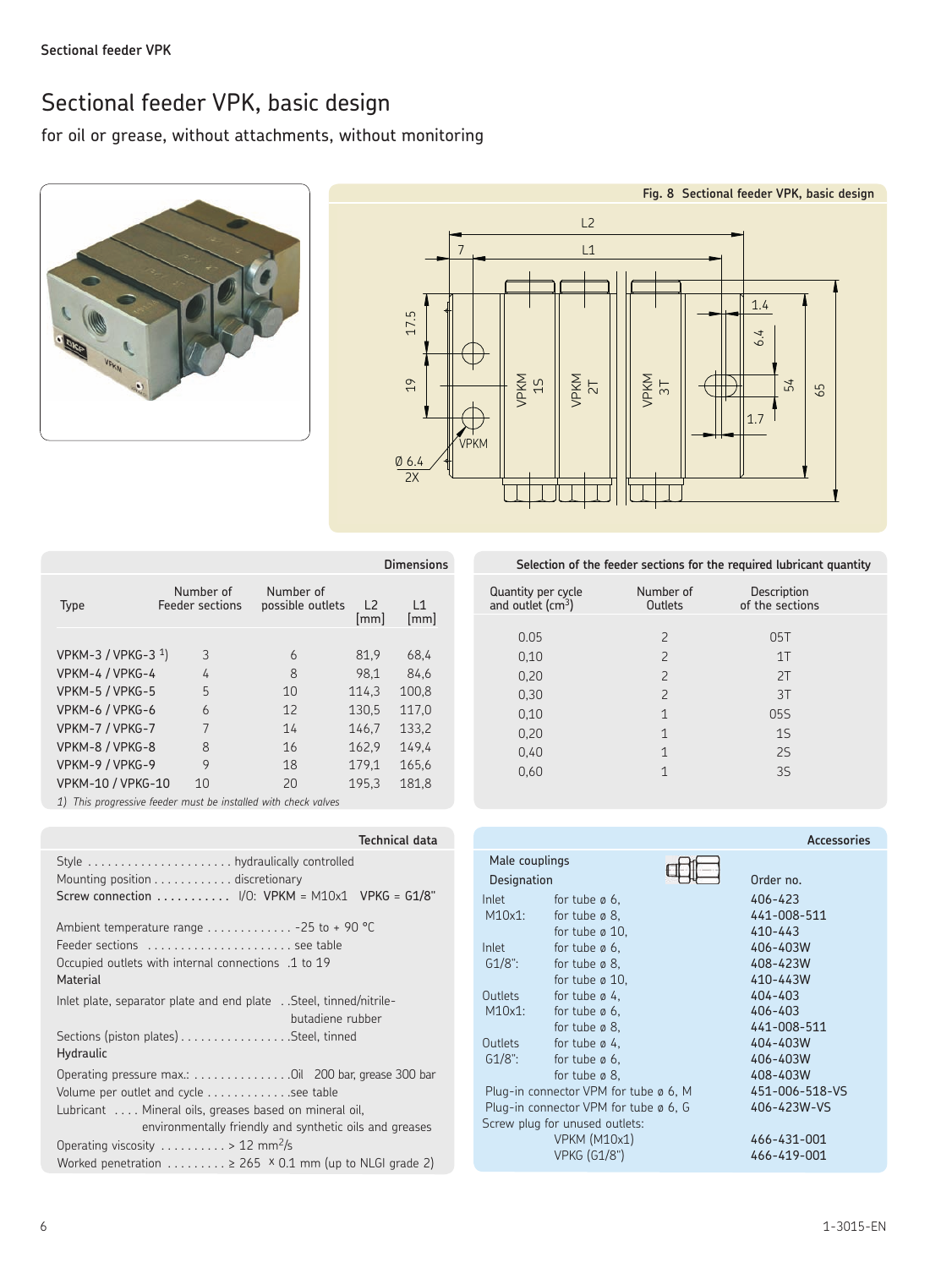# Sectional feeder VPK, basic design

for oil or grease, without attachments, without monitoring

Fig. 8 Sectional feeder VPK, basic design

### Dimensions

| Type | Number of Feeder sections | Number of possible outlets | L2 [mm] | L1 [mm] |
|---|---|---|---|---|
| VPKM-3 / VPKG-3 [1] | 3 | 6 | 81,9 | 68,4 |
| VPKM-4 / VPKG-4 | 4 | 8 | 98,1 | 84,6 |
| VPKM-5 / VPKG-5 | 5 | 10 | 114,3 | 100,8 |
| VPKM-6 / VPKG-6 | 6 | 12 | 130,5 | 117,0 |
| VPKM-7 / VPKG-7 | 7 | 14 | 146,7 | 133,2 |
| VPKM-8 / VPKG-8 | 8 | 16 | 162,9 | 149,4 |
| VPKM-9 / VPKG-9 | 9 | 18 | 179,1 | 165,6 |
| VPKM-10 / VPKG-10 | 10 | 20 | 195,3 | 181,8 |

*1) This progressive feeder must be installed with check valves*

### Selection of the feeder sections for the required lubricant quantity

| Quantity per cycle and outlet ($cm^3$) | Number of Outlets | Description of the sections |
|---|---|---|
| 0.05 | 2 | 05T |
| 0,10 | 2 | 1T |
| 0,20 | 2 | 2T |
| 0,30 | 2 | 3T |
| 0,10 | 1 | 05S |
| 0,20 | 1 | 1S |
| 0,40 | 1 | 2S |
| 0,60 | 1 | 3S |

### Technical data

Style . . . . . . . . . . . . . . . . . . . . . . hydraulically controlled
Mounting position . . . . . . . . . . . . discretionary
Screw connection . . . . . . . . . . . I/O: VPKM = M10x1 VPKG = G1/8"

Ambient temperature range . . . . . . . . . . . . . -25 to + 90 °C
Feeder sections . . . . . . . . . . . . . . . . . . . . . . see table
Occupied outlets with internal connections .1 to 19

**Material**

Inlet plate, separator plate and end plate . .Steel, tinned/nitrile-butadiene rubber
Sections (piston plates) . . . . . . . . . . . . . . . . .Steel, tinned

**Hydraulic**

Operating pressure max.: . . . . . . . . . . . . . . .Oil 200 bar, grease 300 bar
Volume per outlet and cycle . . . . . . . . . . . . .see table
Lubricant . . . . Mineral oils, greases based on mineral oil, environmentally friendly and synthetic oils and greases
Operating viscosity . . . . . . . . . . > 12 $mm^2/s$
Worked penetration . . . . . . . . . ≥ 265 × 0.1 mm (up to NLGI grade 2)

### Accessories

| Male couplings Designation | | Order no. |
|---|---|---|
| Inlet M10x1: | for tube ø 6, | 406-423 |
| | for tube ø 8, | 441-008-511 |
| | for tube ø 10, | 410-443 |
| Inlet G1/8": | for tube ø 6, | 406-403W |
| | for tube ø 8, | 408-423W |
| | for tube ø 10, | 410-443W |
| Outlets M10x1: | for tube ø 4, | 404-403 |
| | for tube ø 6, | 406-403 |
| | for tube ø 8, | 441-008-511 |
| Outlets G1/8": | for tube ø 4, | 404-403W |
| | for tube ø 6, | 406-403W |
| | for tube ø 8, | 408-403W |
| Plug-in connector VPM for tube ø 6, M | | 451-006-518-VS |
| Plug-in connector VPM for tube ø 6, G | | 406-423W-VS |
| Screw plug for unused outlets: | | |
| | VPKM (M10x1) | 466-431-001 |
| | VPKG (G1/8") | 466-419-001 |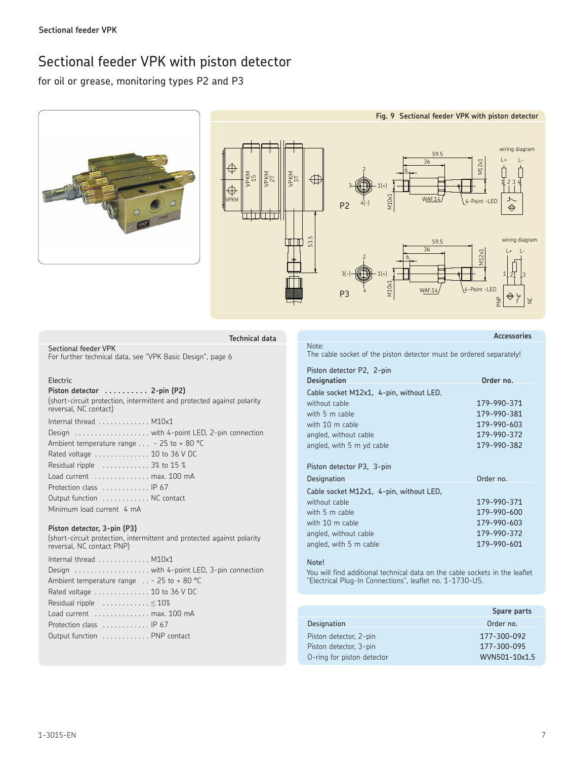# Sectional feeder VPK with piston detector

for oil or grease, monitoring types P2 and P3

Fig. 9 Sectional feeder VPK with piston detector

## Technical data

Sectional feeder VPK
For further technical data, see "VPK Basic Design", page 6

Electric

**Piston detector .......... 2-pin (P2)**
(short-circuit protection, intermittent and protected against polarity reversal, NC contact)

Internal thread ............. M10x1
Design ................... with 4-point LED, 2-pin connection
Ambient temperature range ... - 25 to + 80 °C
Rated voltage .............. 10 to 36 V DC
Residual ripple ............ 3% to 15 %
Load current .............. max. 100 mA
Protection class ............ IP 67
Output function ............ NC contact
Minimum load current 4 mA

**Piston detector, 3-pin (P3)**
(short-circuit protection, intermittent and protected against polarity reversal, NC contact PNP)

Internal thread ............. M10x1
Design ................... with 4-point LED, 3-pin connection
Ambient temperature range .. - 25 to + 80 °C
Rated voltage .............. 10 to 36 V DC
Residual ripple ............ ≤ 10%
Load current .............. max. 100 mA
Protection class ............ IP 67
Output function ............ PNP contact

## Accessories

Note:
The cable socket of the piston detector must be ordered separately!

Piston detector P2, 2-pin

| Designation | Order no. |
|---|---|
| Cable socket M12x1, 4-pin, without LED, | |
| without cable | 179-990-371 |
| with 5 m cable | 179-990-381 |
| with 10 m cable | 179-990-603 |
| angled, without cable | 179-990-372 |
| angled, with 5 m yd cable | 179-990-382 |

Piston detector P3, 3-pin

| Designation | Order no. |
|---|---|
| Cable socket M12x1, 4-pin, without LED, | |
| without cable | 179-990-371 |
| with 5 m cable | 179-990-600 |
| with 10 m cable | 179-990-603 |
| angled, without cable | 179-990-372 |
| angled, with 5 m cable | 179-990-601 |

Note!
You will find additional technical data on the cable sockets in the leaflet "Electrical Plug-In Connections", leaflet no. 1-1730-US.

## Spare parts

| Designation | Order no. |
|---|---|
| Piston detector, 2-pin | 177-300-092 |
| Piston detector, 3-pin | 177-300-095 |
| O-ring for piston detector | WVN501-10x1.5 |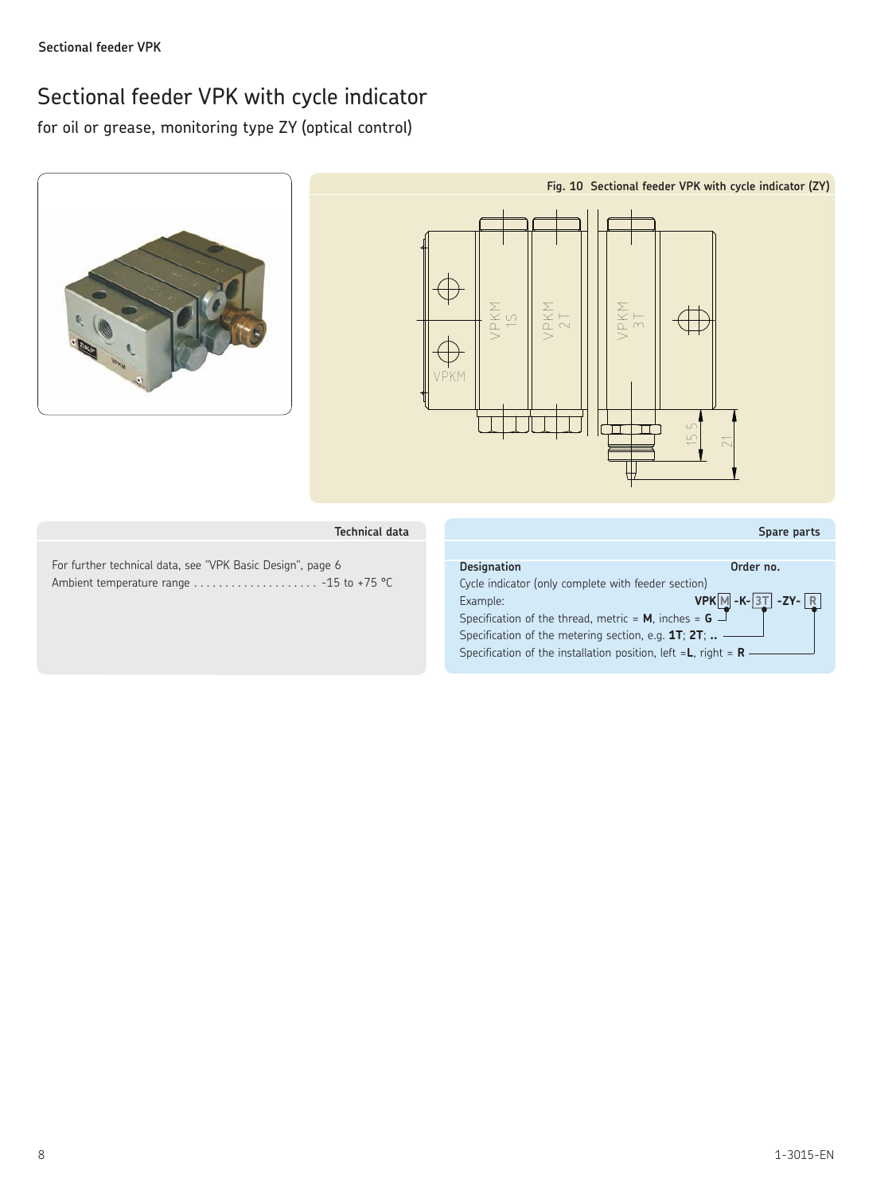# Sectional feeder VPK with cycle indicator

for oil or grease, monitoring type ZY (optical control)

Fig. 10 Sectional feeder VPK with cycle indicator (ZY)

## Technical data

For further technical data, see "VPK Basic Design", page 6

Ambient temperature range .................... -15 to +75 °C

## Spare parts

| Designation | Order no. |
| --- | --- |
| Cycle indicator (only complete with feeder section) | |
| Example: | **VPK** M **-K-** 3T **-ZY-** R |
| Specification of the thread, metric = **M**, inches = **G** | |
| Specification of the metering section, e.g. **1T**; **2T**; **..** | |
| Specification of the installation position, left =**L**, right = **R** | |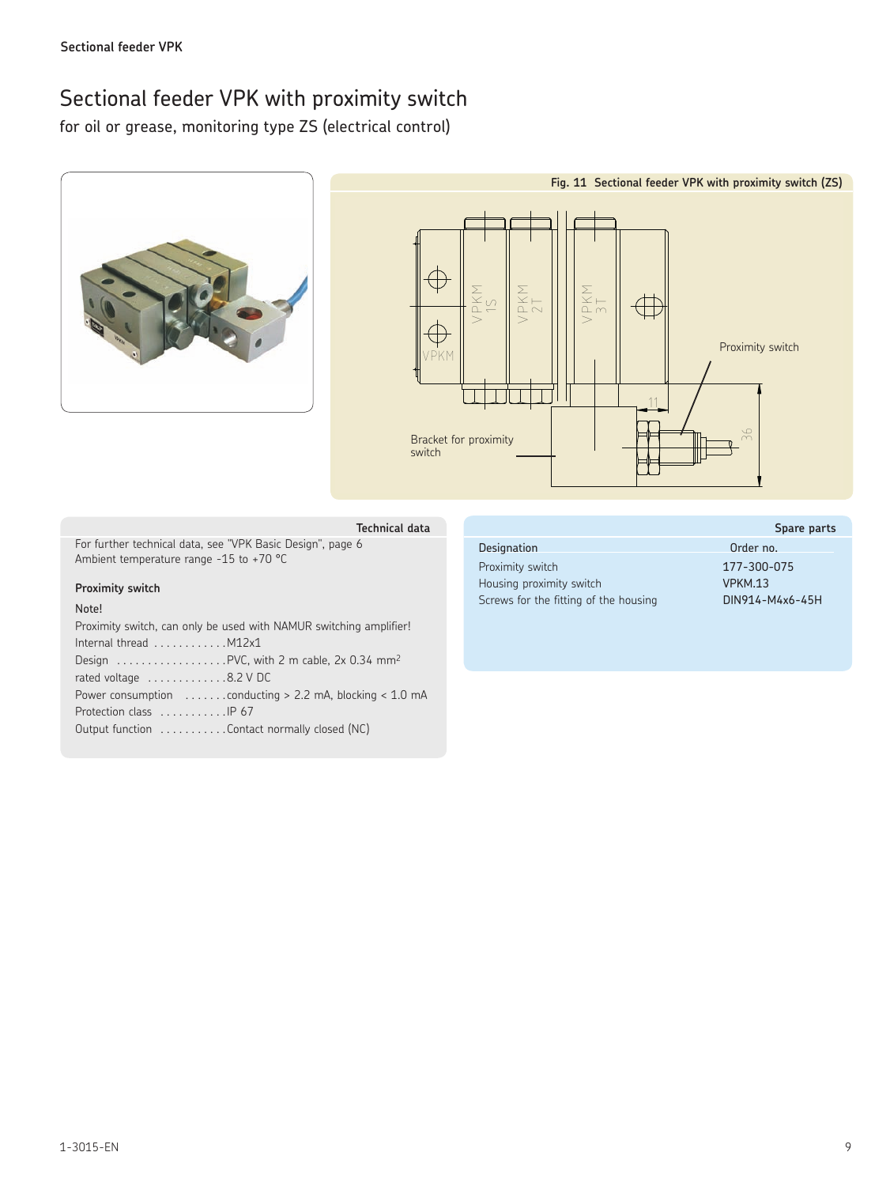# Sectional feeder VPK with proximity switch

for oil or grease, monitoring type ZS (electrical control)

Fig. 11 Sectional feeder VPK with proximity switch (ZS)

## Technical data

For further technical data, see "VPK Basic Design", page 6
Ambient temperature range -15 to +70 °C

**Proximity switch**

Note!

Proximity switch, can only be used with NAMUR switching amplifier!

Internal thread ............M12x1
Design ..................PVC, with 2 m cable, 2x 0.34 mm²
rated voltage .............8.2 V DC
Power consumption .......conducting > 2.2 mA, blocking < 1.0 mA
Protection class ...........IP 67
Output function ...........Contact normally closed (NC)

## Spare parts

| Designation | Order no. |
| --- | --- |
| Proximity switch | 177-300-075 |
| Housing proximity switch | VPKM.13 |
| Screws for the fitting of the housing | DIN914-M4x6-45H |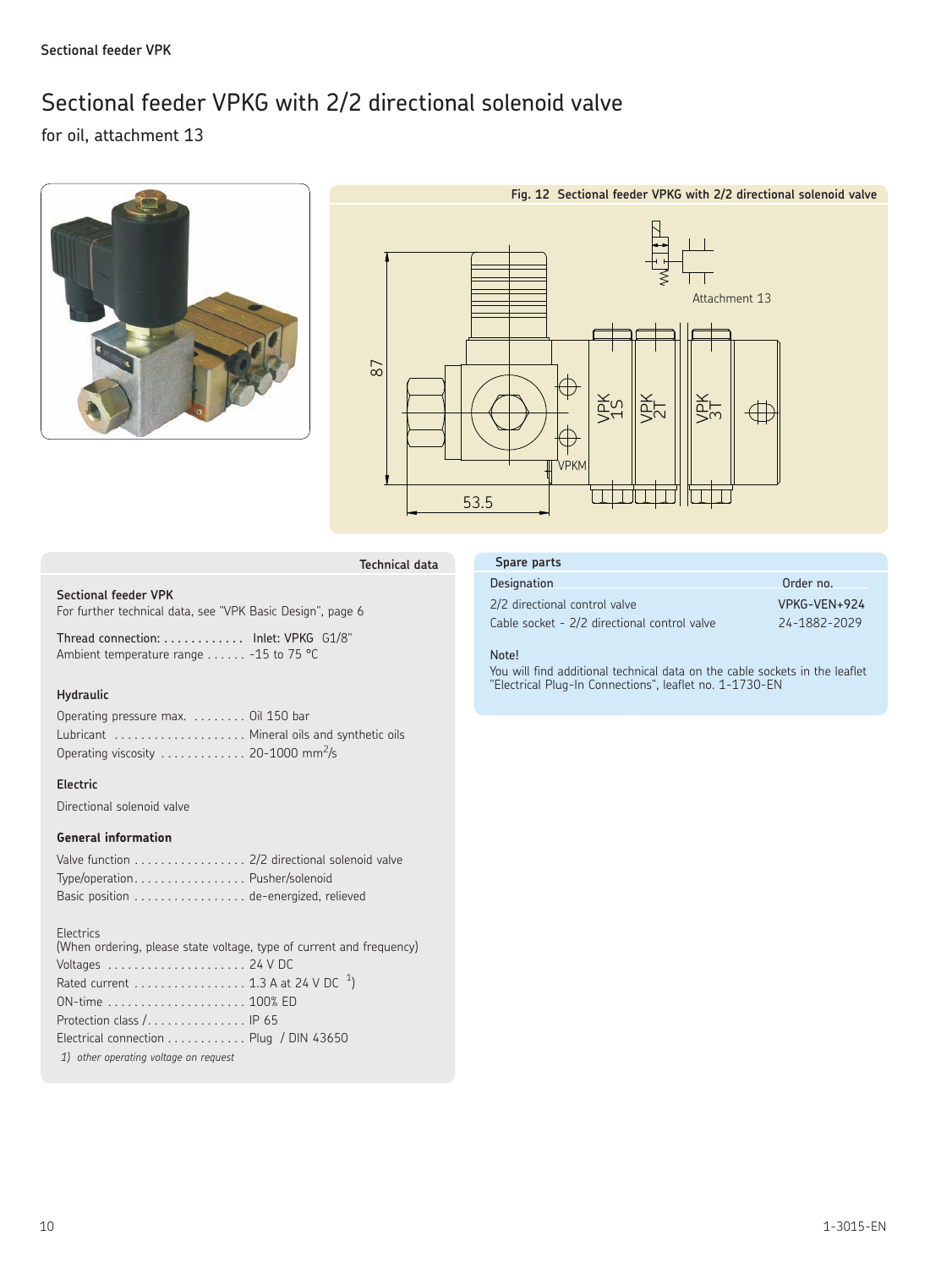# Sectional feeder VPKG with 2/2 directional solenoid valve

for oil, attachment 13

Fig. 12 Sectional feeder VPKG with 2/2 directional solenoid valve

Attachment 13

87

53.5

VPKM

VPK 1S

VPK 2T

VPK 3T

## Technical data

**Sectional feeder VPK**
For further technical data, see "VPK Basic Design", page 6

Thread connection: . . . . . . . . . . . . Inlet: VPKG G1/8"
Ambient temperature range . . . . . . -15 to 75 °C

**Hydraulic**

Operating pressure max. . . . . . . . . Oil 150 bar
Lubricant . . . . . . . . . . . . . . . . . . . . Mineral oils and synthetic oils
Operating viscosity . . . . . . . . . . . . . 20-1000 $mm^2/s$

**Electric**

Directional solenoid valve

**General information**

Valve function . . . . . . . . . . . . . . . . . 2/2 directional solenoid valve
Type/operation. . . . . . . . . . . . . . . . . Pusher/solenoid
Basic position . . . . . . . . . . . . . . . . . de-energized, relieved

Electrics
(When ordering, please state voltage, type of current and frequency)
Voltages . . . . . . . . . . . . . . . . . . . . . 24 V DC
Rated current . . . . . . . . . . . . . . . . . 1.3 A at 24 V DC [1])
ON-time . . . . . . . . . . . . . . . . . . . . . 100% ED
Protection class /. . . . . . . . . . . . . . . IP 65
Electrical connection . . . . . . . . . . . . Plug / DIN 43650

*1) other operating voltage on request*

## Spare parts

| Designation | Order no. |
|---|---|
| 2/2 directional control valve | VPKG-VEN+924 |
| Cable socket - 2/2 directional control valve | 24-1882-2029 |

Note!
You will find additional technical data on the cable sockets in the leaflet "Electrical Plug-In Connections", leaflet no. 1-1730-EN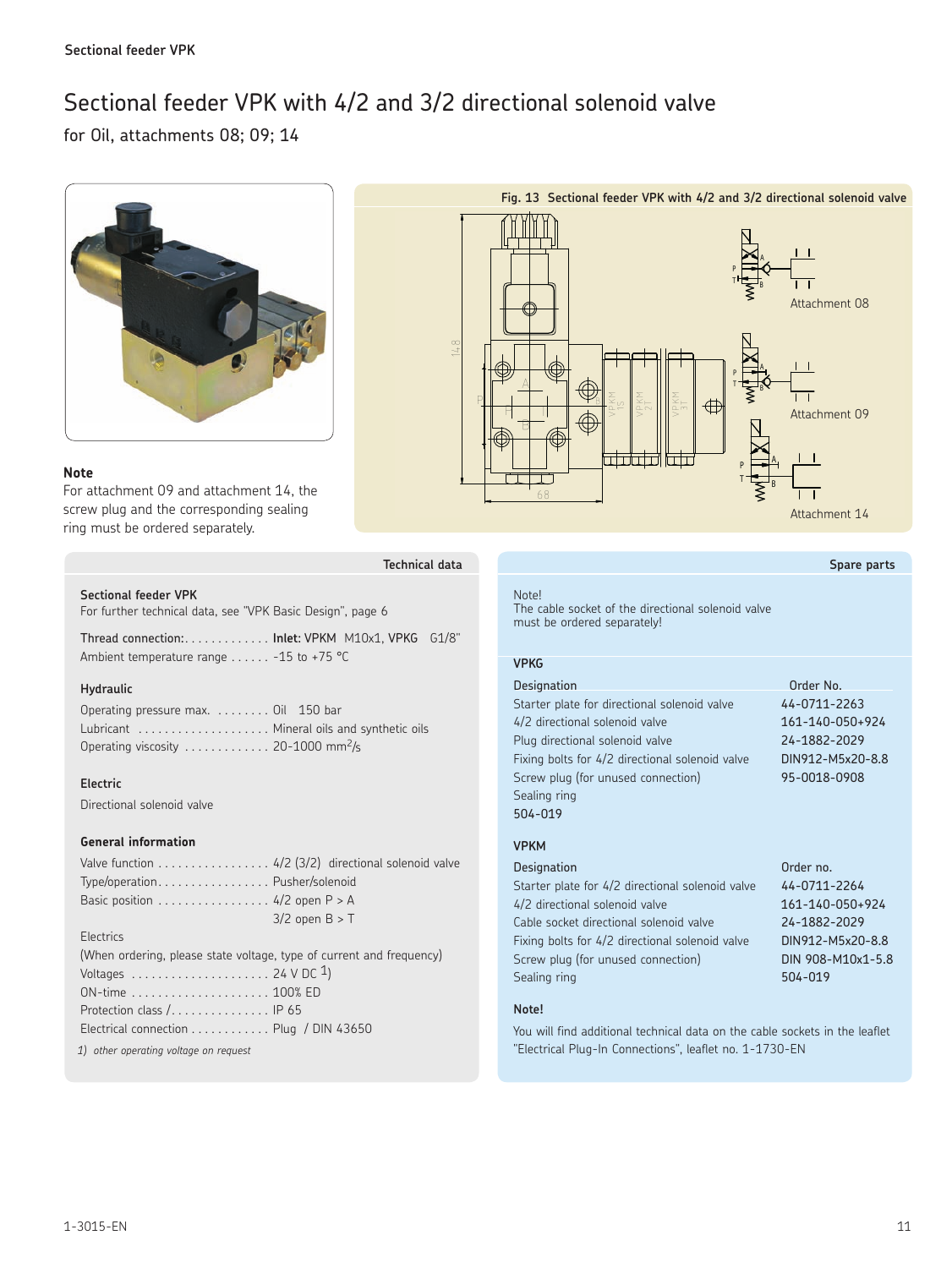# Sectional feeder VPK with 4/2 and 3/2 directional solenoid valve

for Oil, attachments 08; 09; 14

**Note**

For attachment 09 and attachment 14, the screw plug and the corresponding sealing ring must be ordered separately.

Fig. 13 Sectional feeder VPK with 4/2 and 3/2 directional solenoid valve

Attachment 08

Attachment 09

Attachment 14

## Technical data

**Sectional feeder VPK**

For further technical data, see "VPK Basic Design", page 6

Thread connection: ............. **Inlet:** VPKM M10x1, VPKG G1/8"

Ambient temperature range ...... -15 to +75 °C

**Hydraulic**

Operating pressure max. ........ Oil 150 bar

Lubricant .................... Mineral oils and synthetic oils

Operating viscosity ............. 20-1000 $mm^2/s$

**Electric**

Directional solenoid valve

**General information**

Valve function ................. 4/2 (3/2) directional solenoid valve

Type/operation................. Pusher/solenoid

Basic position ................. 4/2 open P > A

3/2 open B > T

Electrics

(When ordering, please state voltage, type of current and frequency)

Voltages ..................... 24 V DC [1)]

ON-time ..................... 100% ED

Protection class /............... IP 65

Electrical connection ............ Plug / DIN 43650

*1) other operating voltage on request*

## Spare parts

Note!

The cable socket of the directional solenoid valve must be ordered separately!

**VPKG**

| Designation | Order No. |
|---|---|
| Starter plate for directional solenoid valve | 44-0711-2263 |
| 4/2 directional solenoid valve | 161-140-050+924 |
| Plug directional solenoid valve | 24-1882-2029 |
| Fixing bolts for 4/2 directional solenoid valve | DIN912-M5x20-8.8 |
| Screw plug (for unused connection) | 95-0018-0908 |
| Sealing ring | |
| 504-019 | |

**VPKM**

| Designation | Order no. |
|---|---|
| Starter plate for 4/2 directional solenoid valve | 44-0711-2264 |
| 4/2 directional solenoid valve | 161-140-050+924 |
| Cable socket directional solenoid valve | 24-1882-2029 |
| Fixing bolts for 4/2 directional solenoid valve | DIN912-M5x20-8.8 |
| Screw plug (for unused connection) | DIN 908-M10x1-5.8 |
| Sealing ring | 504-019 |

**Note!**

You will find additional technical data on the cable sockets in the leaflet "Electrical Plug-In Connections", leaflet no. 1-1730-EN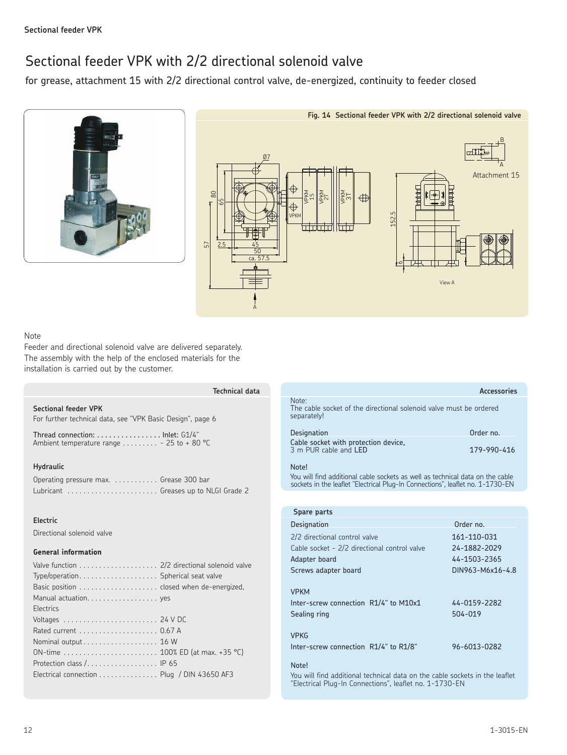# Sectional feeder VPK with 2/2 directional solenoid valve

for grease, attachment 15 with 2/2 directional control valve, de-energized, continuity to feeder closed

**Fig. 14 Sectional feeder VPK with 2/2 directional solenoid valve**

Note
Feeder and directional solenoid valve are delivered separately.
The assembly with the help of the enclosed materials for the installation is carried out by the customer.

## Technical data

**Sectional feeder VPK**
For further technical data, see "VPK Basic Design", page 6

Thread connection: . . . . . . . . . . . . . . . . Inlet: G1/4"
Ambient temperature range . . . . . . . . . - 25 to + 80 °C

**Hydraulic**

Operating pressure max. . . . . . . . . . . . Grease 300 bar
Lubricant . . . . . . . . . . . . . . . . . . . . . . . Greases up to NLGI Grade 2

**Electric**

Directional solenoid valve

**General information**

Valve function . . . . . . . . . . . . . . . . . . . . 2/2 directional solenoid valve
Type/operation. . . . . . . . . . . . . . . . . . . . Spherical seat valve
Basic position . . . . . . . . . . . . . . . . . . . . closed when de-energized,
Manual actuation. . . . . . . . . . . . . . . . . . yes
Electrics
Voltages . . . . . . . . . . . . . . . . . . . . . . . . 24 V DC
Rated current . . . . . . . . . . . . . . . . . . . . 0.67 A
Nominal output . . . . . . . . . . . . . . . . . . . 16 W
ON-time . . . . . . . . . . . . . . . . . . . . . . . . 100% ED (at max. +35 °C)
Protection class /. . . . . . . . . . . . . . . . . . IP 65
Electrical connection . . . . . . . . . . . . . . . Plug / DIN 43650 AF3

## Accessories

Note:
The cable socket of the directional solenoid valve must be ordered separately!

| Designation | Order no. |
|---|---|
| Cable socket with protection device, 3 m PUR cable and **LED** | 179-990-416 |

Note!
You will find additional cable sockets as well as technical data on the cable sockets in the leaflet "Electrical Plug-In Connections", leaflet no. 1-1730-EN

## Spare parts

| Designation | Order no. |
|---|---|
| 2/2 directional control valve | 161-110-031 |
| Cable socket - 2/2 directional control valve | 24-1882-2029 |
| Adapter board | 44-1503-2365 |
| Screws adapter board | DIN963-M6x16-4.8 |
| **VPKM** | |
| Inter-screw connection R1/4" to M10x1 | 44-0159-2282 |
| Sealing ring | 504-019 |
| **VPKG** | |
| Inter-screw connection R1/4" to R1/8" | 96-6013-0282 |

Note!
You will find additional technical data on the cable sockets in the leaflet "Electrical Plug-In Connections", leaflet no. 1-1730-EN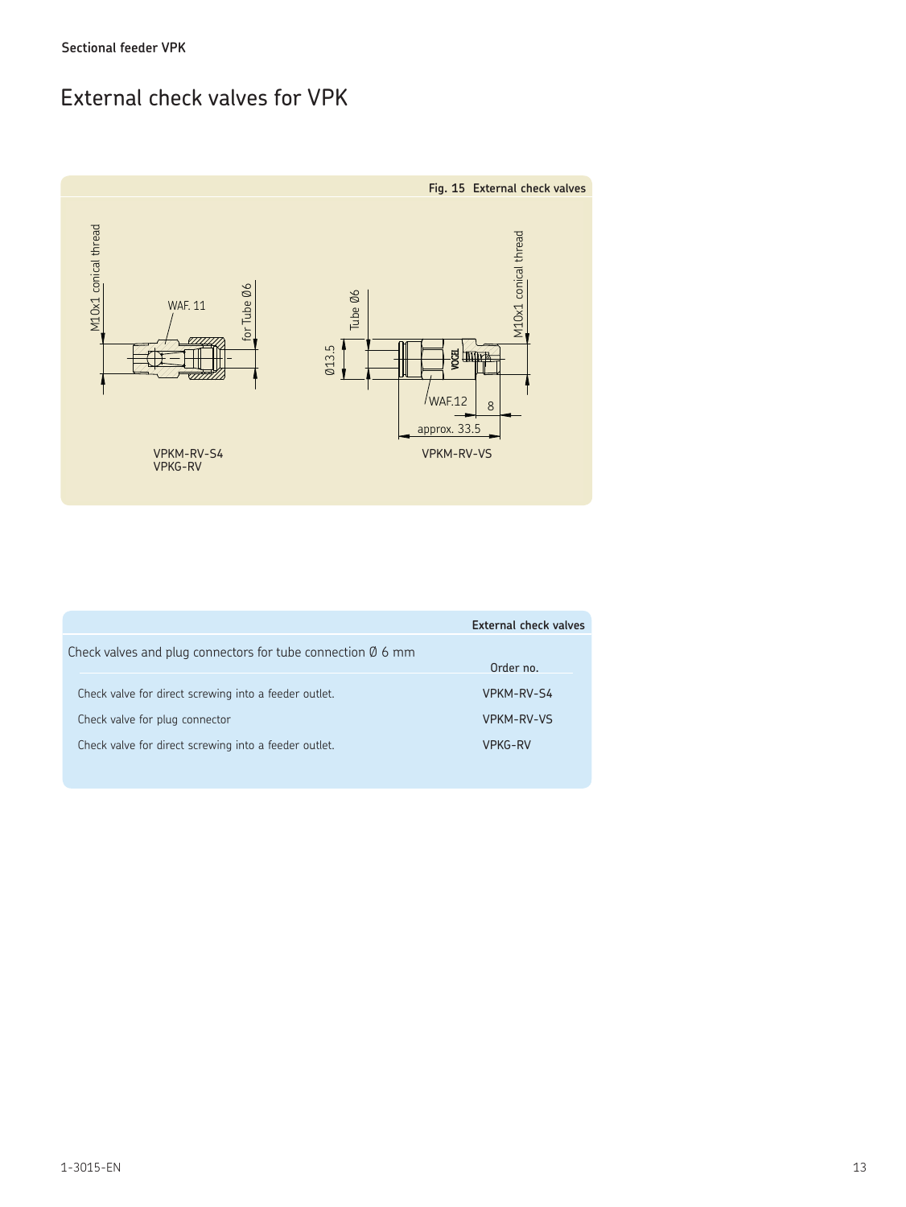# External check valves for VPK

**Fig. 15 External check valves**

M10x1 conical thread

WAF. 11

for Tube Ø6

VPKM-RV-S4
VPKG-RV

Tube Ø6

Ø13.5

M10x1 conical thread

WAF.12

8

approx. 33.5

VPKM-RV-VS

| External check valves | |
|---|---|
| Check valves and plug connectors for tube connection Ø 6 mm | Order no. |
| Check valve for direct screwing into a feeder outlet. | VPKM-RV-S4 |
| Check valve for plug connector | VPKM-RV-VS |
| Check valve for direct screwing into a feeder outlet. | VPKG-RV |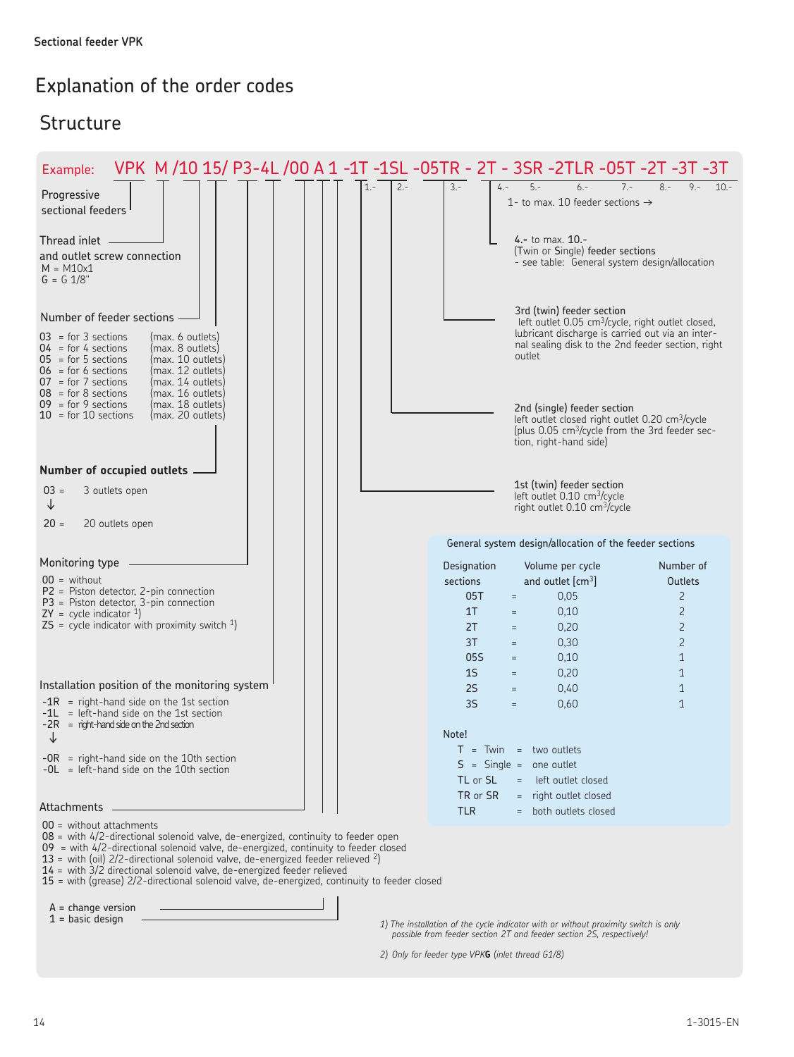# Explanation of the order codes

## Structure

Example: VPK M /10 15/ P3-4L /00 A 1 -1T -1SL -05TR - 2T - 3SR -2TLR -05T -2T -3T -3T

1.- 2.- 3.- 4.- 5.- 6.- 7.- 8.- 9.- 10.-

1- to max. 10 feeder sections →

**Progressive sectional feeders**

**Thread inlet and outlet screw connection**
M = M10x1
G = G 1/8"

**Number of feeder sections**

- 03 = for 3 sections (max. 6 outlets)
- 04 = for 4 sections (max. 8 outlets)
- 05 = for 5 sections (max. 10 outlets)
- 06 = for 6 sections (max. 12 outlets)
- 07 = for 7 sections (max. 14 outlets)
- 08 = for 8 sections (max. 16 outlets)
- 09 = for 9 sections (max. 18 outlets)
- 10 = for 10 sections (max. 20 outlets)

**Number of occupied outlets**

03 = 3 outlets open
↓
20 = 20 outlets open

**Monitoring type**

- 00 = without
- P2 = Piston detector, 2-pin connection
- P3 = Piston detector, 3-pin connection
- ZY = cycle indicator [1])
- ZS = cycle indicator with proximity switch [1])

**Installation position of the monitoring system**

- -1R = right-hand side on the 1st section
- -1L = left-hand side on the 1st section
- -2R = right-hand side on the 2nd section
- ↓
- -0R = right-hand side on the 10th section
- -0L = left-hand side on the 10th section

**Attachments**

- 00 = without attachments
- 08 = with 4/2-directional solenoid valve, de-energized, continuity to feeder open
- 09 = with 4/2-directional solenoid valve, de-energized, continuity to feeder closed
- 13 = with (oil) 2/2-directional solenoid valve, de-energized feeder relieved [2])
- 14 = with 3/2 directional solenoid valve, de-energized feeder relieved
- 15 = with (grease) 2/2-directional solenoid valve, de-energized, continuity to feeder closed

A = change version
1 = basic design

**4.- to max. 10.-**
(Twin or Single) feeder sections
- see table: General system design/allocation

**3rd (twin) feeder section**
left outlet 0.05 $cm^3$/cycle, right outlet closed, lubricant discharge is carried out via an internal sealing disk to the 2nd feeder section, right outlet

**2nd (single) feeder section**
left outlet closed right outlet 0.20 $cm^3$/cycle (plus 0.05 $cm^3$/cycle from the 3rd feeder section, right-hand side)

**1st (twin) feeder section**
left outlet 0.10 $cm^3$/cycle
right outlet 0.10 $cm^3$/cycle

**General system design/allocation of the feeder sections**

| Designation sections | | Volume per cycle and outlet [$cm^3$] | Number of Outlets |
|---|---|---|---|
| 05T | = | 0,05 | 2 |
| 1T | = | 0,10 | 2 |
| 2T | = | 0,20 | 2 |
| 3T | = | 0,30 | 2 |
| 05S | = | 0,10 | 1 |
| 1S | = | 0,20 | 1 |
| 2S | = | 0,40 | 1 |
| 3S | = | 0,60 | 1 |

Note!
- T = Twin = two outlets
- S = Single = one outlet
- TL or SL = left outlet closed
- TR or SR = right outlet closed
- TLR = both outlets closed

*1) The installation of the cycle indicator with or without proximity switch is only possible from feeder section 2T and feeder section 2S, respectively!*

*2) Only for feeder type VPK**G** (inlet thread G1/8)*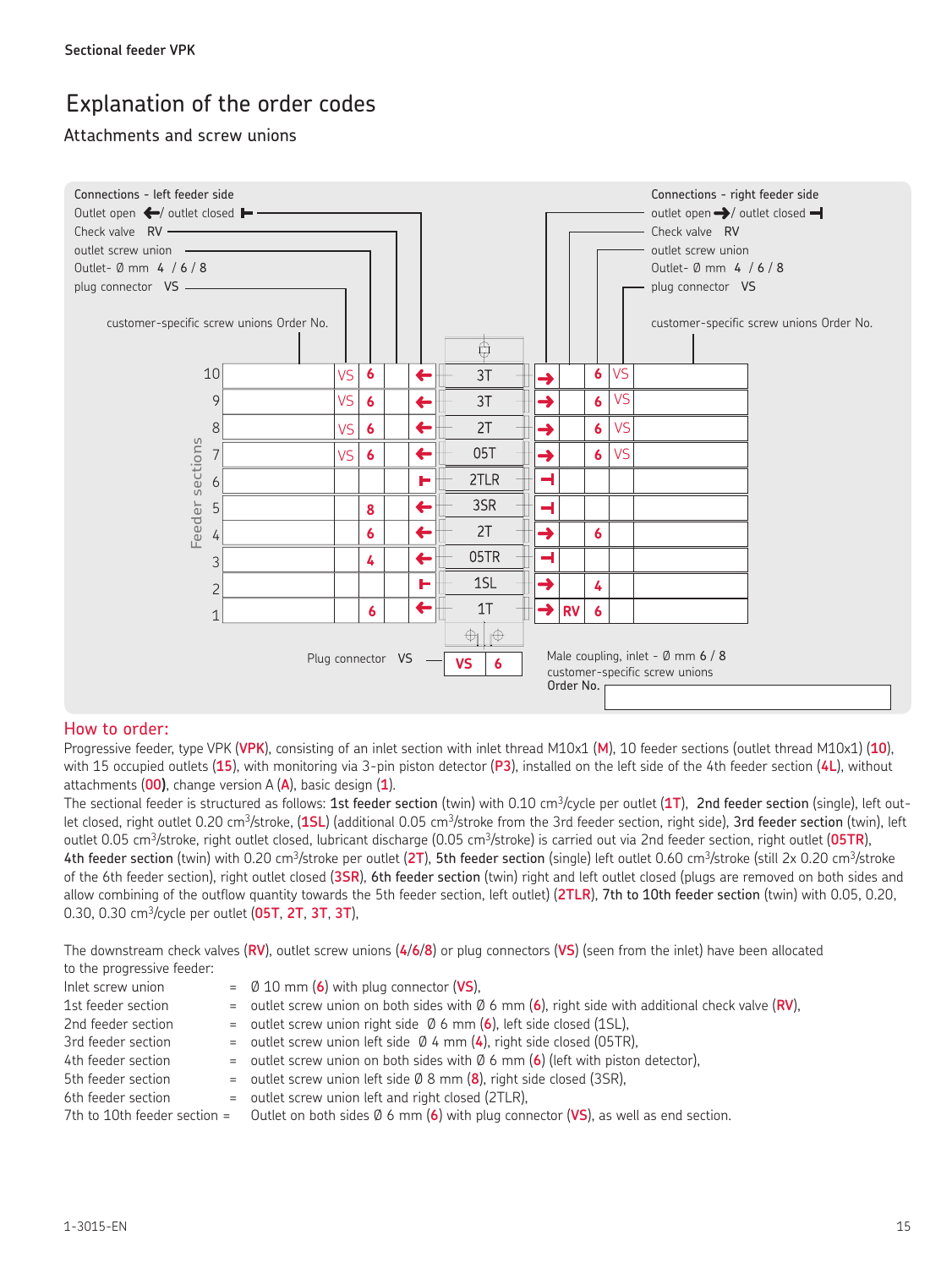Sectional feeder VPK

# Explanation of the order codes

## Attachments and screw unions

Connections - left feeder side
Outlet open ←/ outlet closed ⊢
Check valve RV
outlet screw union
Outlet- Ø mm 4 / 6 / 8
plug connector VS

customer-specific screw unions Order No.

Connections - right feeder side
outlet open →/ outlet closed ⊣
Check valve RV
outlet screw union
Outlet- Ø mm 4 / 6 / 8
plug connector VS

customer-specific screw unions Order No.

| Feeder sections | Order No. (left) | VS | Ø | Outlet | Section | Outlet | RV | Ø | VS | Order No. (right) |
|---|---|---|---|---|---|---|---|---|---|---|
| 10 | | VS | 6 | ← | 3T | → | | 6 | VS | |
| 9 | | VS | 6 | ← | 3T | → | | 6 | VS | |
| 8 | | VS | 6 | ← | 2T | → | | 6 | VS | |
| 7 | | VS | 6 | ← | 05T | → | | 6 | VS | |
| 6 | | | | ⊢ | 2TLR | ⊣ | | | | |
| 5 | | | 8 | ← | 3SR | ⊣ | | | | |
| 4 | | | 6 | ← | 2T | → | | 6 | | |
| 3 | | | 4 | ← | 05TR | ⊣ | | | | |
| 2 | | | | ⊢ | 1SL | → | | 4 | | |
| 1 | | | 6 | ← | 1T | → | RV | 6 | | |

Plug connector VS — VS | 6

Male coupling, inlet - Ø mm 6 / 8
customer-specific screw unions
Order No.

## How to order:

Progressive feeder, type VPK (**VPK**), consisting of an inlet section with inlet thread M10x1 (**M**), 10 feeder sections (outlet thread M10x1) (**10**), with 15 occupied outlets (**15**), with monitoring via 3-pin piston detector (**P3**), installed on the left side of the 4th feeder section (**4L**), without attachments (**00**), change version A (**A**), basic design (**1**).

The sectional feeder is structured as follows: **1st feeder section** (twin) with 0.10 cm³/cycle per outlet (**1T**), **2nd feeder section** (single), left outlet closed, right outlet 0.20 cm³/stroke, (**1SL**) (additional 0.05 cm³/stroke from the 3rd feeder section, right side), **3rd feeder section** (twin), left outlet 0.05 cm³/stroke, right outlet closed, lubricant discharge (0.05 cm³/stroke) is carried out via 2nd feeder section, right outlet (**05TR**), **4th feeder section** (twin) with 0.20 cm³/stroke per outlet (**2T**), **5th feeder section** (single) left outlet 0.60 cm³/stroke (still 2x 0.20 cm³/stroke of the 6th feeder section), right outlet closed (**3SR**), **6th feeder section** (twin) right and left outlet closed (plugs are removed on both sides and allow combining of the outflow quantity towards the 5th feeder section, left outlet) (**2TLR**), **7th to 10th feeder section** (twin) with 0.05, 0.20, 0.30, 0.30 cm³/cycle per outlet (**05T**, **2T**, **3T**, **3T**),

The downstream check valves (**RV**), outlet screw unions (**4**/**6**/**8**) or plug connectors (**VS**) (seen from the inlet) have been allocated to the progressive feeder:

| | | |
|---|---|---|
| Inlet screw union | = | Ø 10 mm (**6**) with plug connector (**VS**), |
| 1st feeder section | = | outlet screw union on both sides with Ø 6 mm (**6**), right side with additional check valve (**RV**), |
| 2nd feeder section | = | outlet screw union right side Ø 6 mm (**6**), left side closed (1SL), |
| 3rd feeder section | = | outlet screw union left side Ø 4 mm (**4**), right side closed (05TR), |
| 4th feeder section | = | outlet screw union on both sides with Ø 6 mm (**6**) (left with piston detector), |
| 5th feeder section | = | outlet screw union left side Ø 8 mm (**8**), right side closed (3SR), |
| 6th feeder section | = | outlet screw union left and right closed (2TLR), |
| 7th to 10th feeder section | = | Outlet on both sides Ø 6 mm (**6**) with plug connector (**VS**), as well as end section. |

1-3015-EN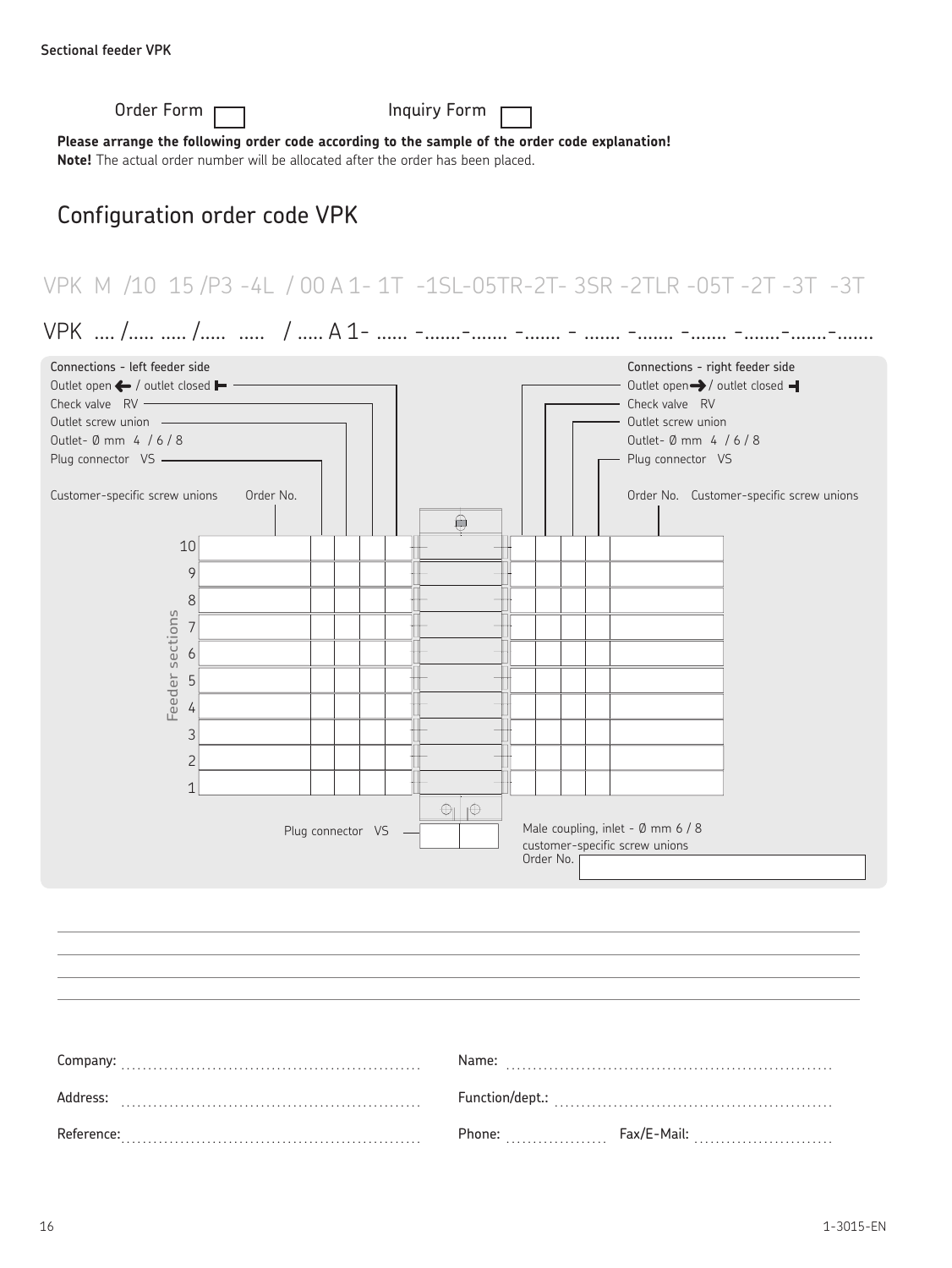Sectional feeder VPK

Order Form ☐ Inquiry Form ☐

**Please arrange the following order code according to the sample of the order code explanation!**
**Note!** The actual order number will be allocated after the order has been placed.

## Configuration order code VPK

VPK M /10 15 /P3 -4L / 00 A 1- 1T -1SL-05TR-2T- 3SR -2TLR -05T -2T -3T -3T

VPK .... /..... ..... /..... ..... / ..... A 1- ...... -.......-....... -....... - ....... -....... -....... -.......-.......-.......

Connections - left feeder side
Outlet open ← / outlet closed ⊢
Check valve RV
Outlet screw union
Outlet- Ø mm 4 / 6 / 8
Plug connector VS

Connections - right feeder side
Outlet open → / outlet closed ⊣
Check valve RV
Outlet screw union
Outlet- Ø mm 4 / 6 / 8
Plug connector VS

| Feeder sections | Customer-specific screw unions / Order No. | Plug connector VS | Outlet- Ø mm | Check valve RV | Outlet open / closed | Outlet open / closed | Check valve RV | Outlet screw union / Outlet- Ø mm | Plug connector VS | Order No. / Customer-specific screw unions |
|---|---|---|---|---|---|---|---|---|---|---|
| 10 | | | | | | | | | | |
| 9 | | | | | | | | | | |
| 8 | | | | | | | | | | |
| 7 | | | | | | | | | | |
| 6 | | | | | | | | | | |
| 5 | | | | | | | | | | |
| 4 | | | | | | | | | | |
| 3 | | | | | | | | | | |
| 2 | | | | | | | | | | |
| 1 | | | | | | | | | | |

Plug connector VS

Male coupling, inlet - Ø mm 6 / 8
customer-specific screw unions
Order No.

Company: ..........................................................
Name: ..........................................................
Address: ..........................................................
Function/dept.: ..........................................................
Reference: ..........................................................
Phone: .................... Fax/E-Mail: ..........................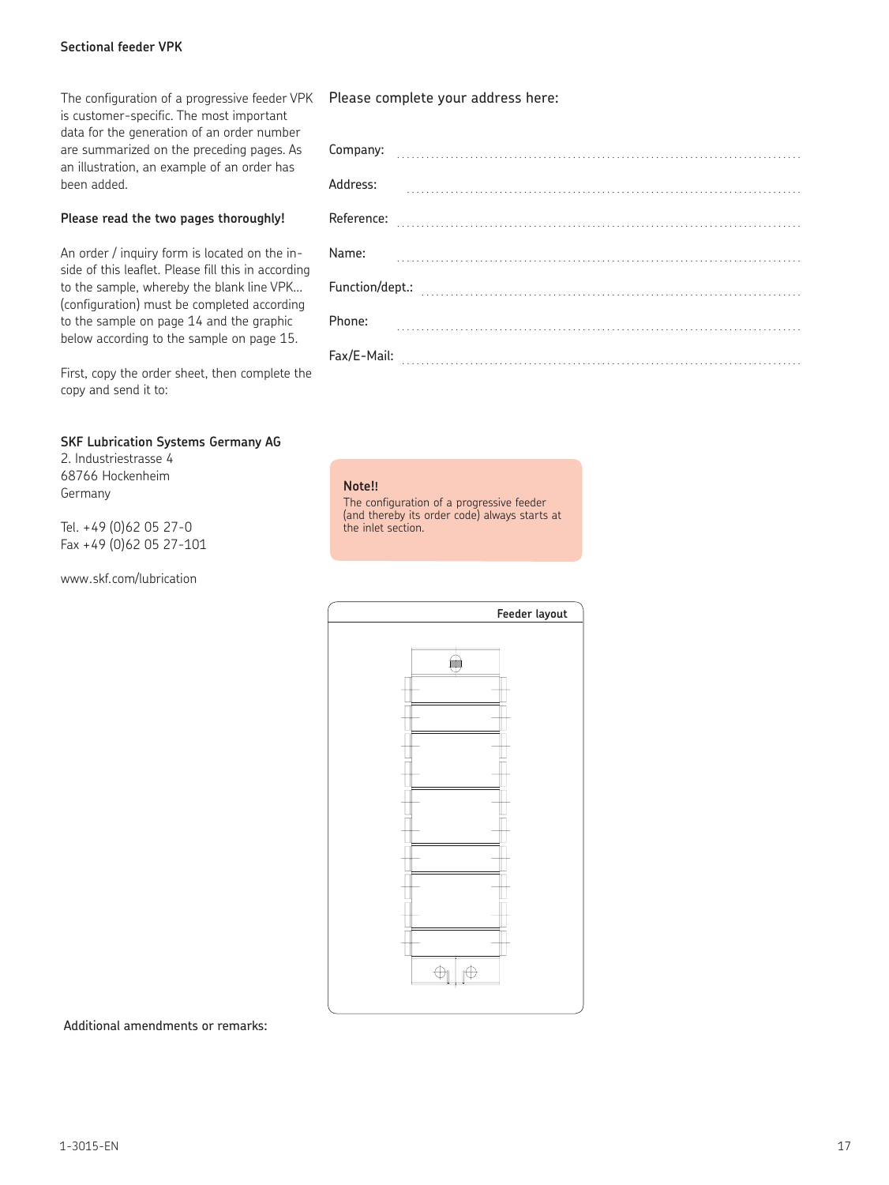**Sectional feeder VPK**

The configuration of a progressive feeder VPK is customer-specific. The most important data for the generation of an order number are summarized on the preceding pages. As an illustration, an example of an order has been added.

**Please read the two pages thoroughly!**

An order / inquiry form is located on the inside of this leaflet. Please fill this in according to the sample, whereby the blank line VPK... (configuration) must be completed according to the sample on page 14 and the graphic below according to the sample on page 15.

First, copy the order sheet, then complete the copy and send it to:

**SKF Lubrication Systems Germany AG**
2. Industriestrasse 4
68766 Hockenheim
Germany

Tel. +49 (0)62 05 27-0
Fax +49 (0)62 05 27-101

www.skf.com/lubrication

Please complete your address here:

Company: ........................................

Address: ........................................

Reference: ........................................

Name: ........................................

Function/dept.: ........................................

Phone: ........................................

Fax/E-Mail: ........................................

**Note!!**
The configuration of a progressive feeder (and thereby its order code) always starts at the inlet section.

**Feeder layout**

Additional amendments or remarks:

1-3015-EN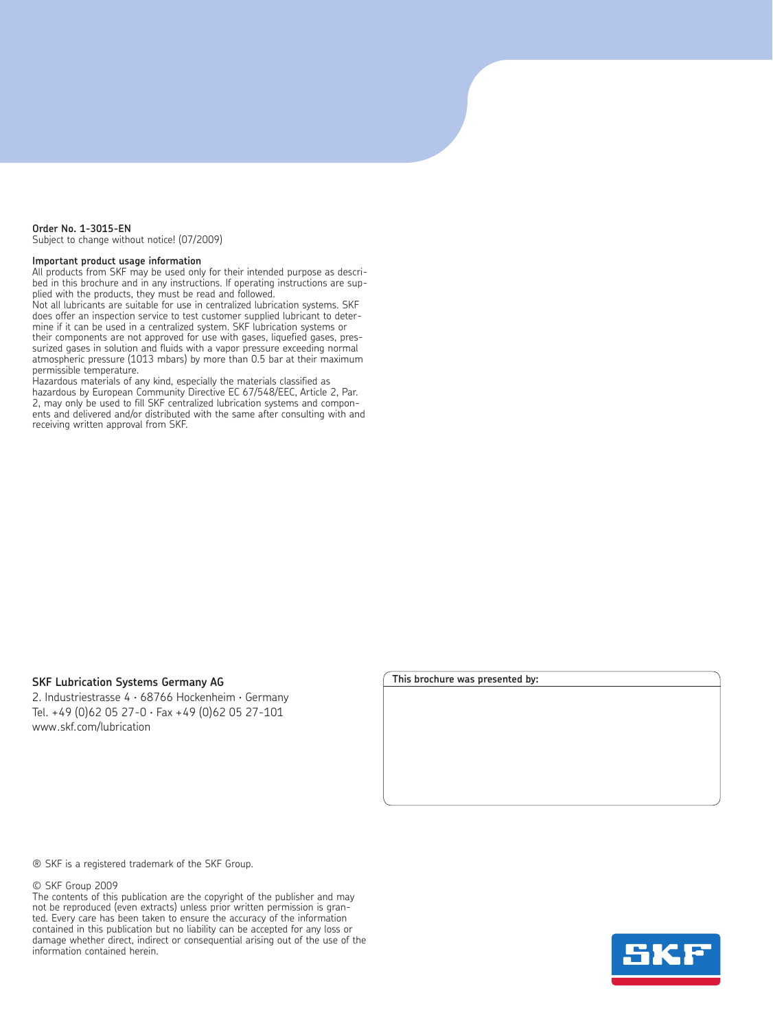**Order No. 1-3015-EN**
Subject to change without notice! (07/2009)

**Important product usage information**
All products from SKF may be used only for their intended purpose as described in this brochure and in any instructions. If operating instructions are supplied with the products, they must be read and followed.
Not all lubricants are suitable for use in centralized lubrication systems. SKF does offer an inspection service to test customer supplied lubricant to determine if it can be used in a centralized system. SKF lubrication systems or their components are not approved for use with gases, liquefied gases, pressurized gases in solution and fluids with a vapor pressure exceeding normal atmospheric pressure (1013 mbars) by more than 0.5 bar at their maximum permissible temperature.
Hazardous materials of any kind, especially the materials classified as hazardous by European Community Directive EC 67/548/EEC, Article 2, Par. 2, may only be used to fill SKF centralized lubrication systems and components and delivered and/or distributed with the same after consulting with and receiving written approval from SKF.

**SKF Lubrication Systems Germany AG**
2. Industriestrasse 4 · 68766 Hockenheim · Germany
Tel. +49 (0)62 05 27-0 · Fax +49 (0)62 05 27-101
www.skf.com/lubrication

**This brochure was presented by:**

® SKF is a registered trademark of the SKF Group.

© SKF Group 2009
The contents of this publication are the copyright of the publisher and may not be reproduced (even extracts) unless prior written permission is granted. Every care has been taken to ensure the accuracy of the information contained in this publication but no liability can be accepted for any loss or damage whether direct, indirect or consequential arising out of the use of the information contained herein.

SKF